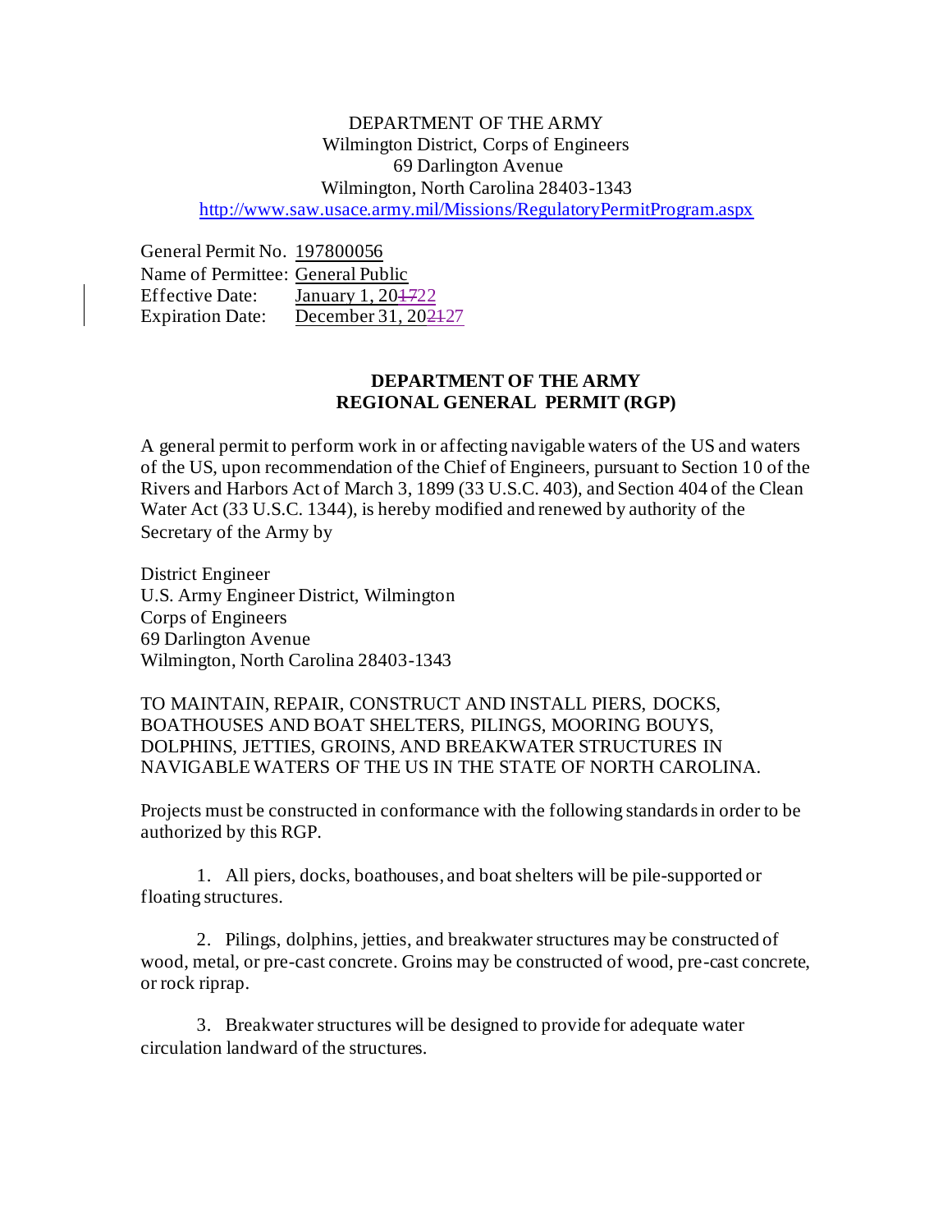DEPARTMENT OF THE ARMY
Wilmington District, Corps of Engineers
69 Darlington Avenue
Wilmington, North Carolina 28403-1343
http://www.saw.usace.army.mil/Missions/RegulatoryPermitProgram.aspx

General Permit No. 197800056
Name of Permittee: General Public
Effective Date: January 1, 20~~17~~22
Expiration Date: December 31, 20~~21~~27

## DEPARTMENT OF THE ARMY
## REGIONAL GENERAL PERMIT (RGP)

A general permit to perform work in or affecting navigable waters of the US and waters of the US, upon recommendation of the Chief of Engineers, pursuant to Section 10 of the Rivers and Harbors Act of March 3, 1899 (33 U.S.C. 403), and Section 404 of the Clean Water Act (33 U.S.C. 1344), is hereby modified and renewed by authority of the Secretary of the Army by

District Engineer
U.S. Army Engineer District, Wilmington
Corps of Engineers
69 Darlington Avenue
Wilmington, North Carolina 28403-1343

TO MAINTAIN, REPAIR, CONSTRUCT AND INSTALL PIERS, DOCKS, BOATHOUSES AND BOAT SHELTERS, PILINGS, MOORING BOUYS, DOLPHINS, JETTIES, GROINS, AND BREAKWATER STRUCTURES IN NAVIGABLE WATERS OF THE US IN THE STATE OF NORTH CAROLINA.

Projects must be constructed in conformance with the following standards in order to be authorized by this RGP.

1. All piers, docks, boathouses, and boat shelters will be pile-supported or floating structures.

2. Pilings, dolphins, jetties, and breakwater structures may be constructed of wood, metal, or pre-cast concrete. Groins may be constructed of wood, pre-cast concrete, or rock riprap.

3. Breakwater structures will be designed to provide for adequate water circulation landward of the structures.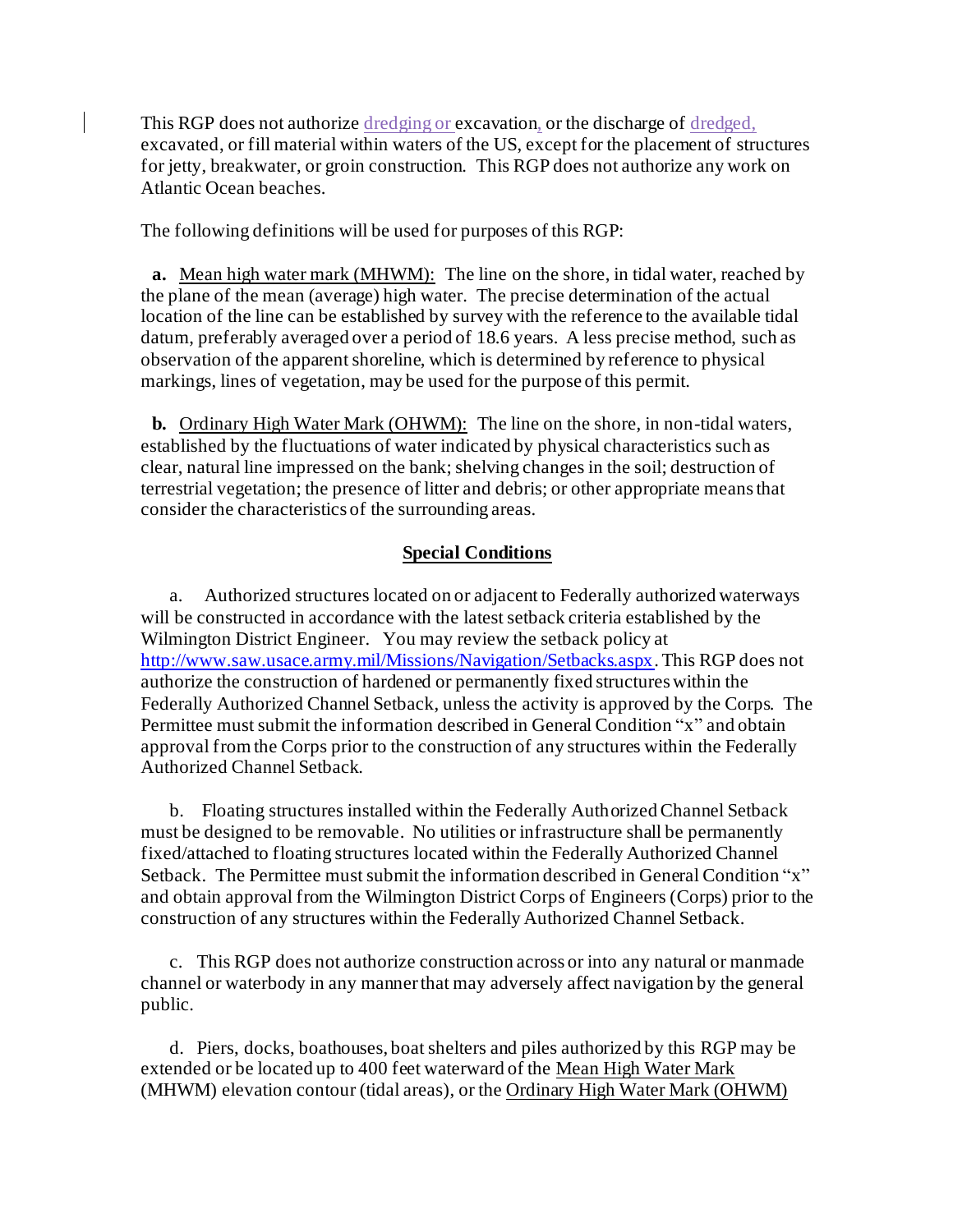This RGP does not authorize dredging or excavation, or the discharge of dredged, excavated, or fill material within waters of the US, except for the placement of structures for jetty, breakwater, or groin construction. This RGP does not authorize any work on Atlantic Ocean beaches.

The following definitions will be used for purposes of this RGP:

**a.** Mean high water mark (MHWM): The line on the shore, in tidal water, reached by the plane of the mean (average) high water. The precise determination of the actual location of the line can be established by survey with the reference to the available tidal datum, preferably averaged over a period of 18.6 years. A less precise method, such as observation of the apparent shoreline, which is determined by reference to physical markings, lines of vegetation, may be used for the purpose of this permit.

**b.** Ordinary High Water Mark (OHWM): The line on the shore, in non-tidal waters, established by the fluctuations of water indicated by physical characteristics such as clear, natural line impressed on the bank; shelving changes in the soil; destruction of terrestrial vegetation; the presence of litter and debris; or other appropriate means that consider the characteristics of the surrounding areas.

## Special Conditions

a. Authorized structures located on or adjacent to Federally authorized waterways will be constructed in accordance with the latest setback criteria established by the Wilmington District Engineer. You may review the setback policy at http://www.saw.usace.army.mil/Missions/Navigation/Setbacks.aspx. This RGP does not authorize the construction of hardened or permanently fixed structures within the Federally Authorized Channel Setback, unless the activity is approved by the Corps. The Permittee must submit the information described in General Condition "x" and obtain approval from the Corps prior to the construction of any structures within the Federally Authorized Channel Setback.

b. Floating structures installed within the Federally Authorized Channel Setback must be designed to be removable. No utilities or infrastructure shall be permanently fixed/attached to floating structures located within the Federally Authorized Channel Setback. The Permittee must submit the information described in General Condition "x" and obtain approval from the Wilmington District Corps of Engineers (Corps) prior to the construction of any structures within the Federally Authorized Channel Setback.

c. This RGP does not authorize construction across or into any natural or manmade channel or waterbody in any manner that may adversely affect navigation by the general public.

d. Piers, docks, boathouses, boat shelters and piles authorized by this RGP may be extended or be located up to 400 feet waterward of the Mean High Water Mark (MHWM) elevation contour (tidal areas), or the Ordinary High Water Mark (OHWM)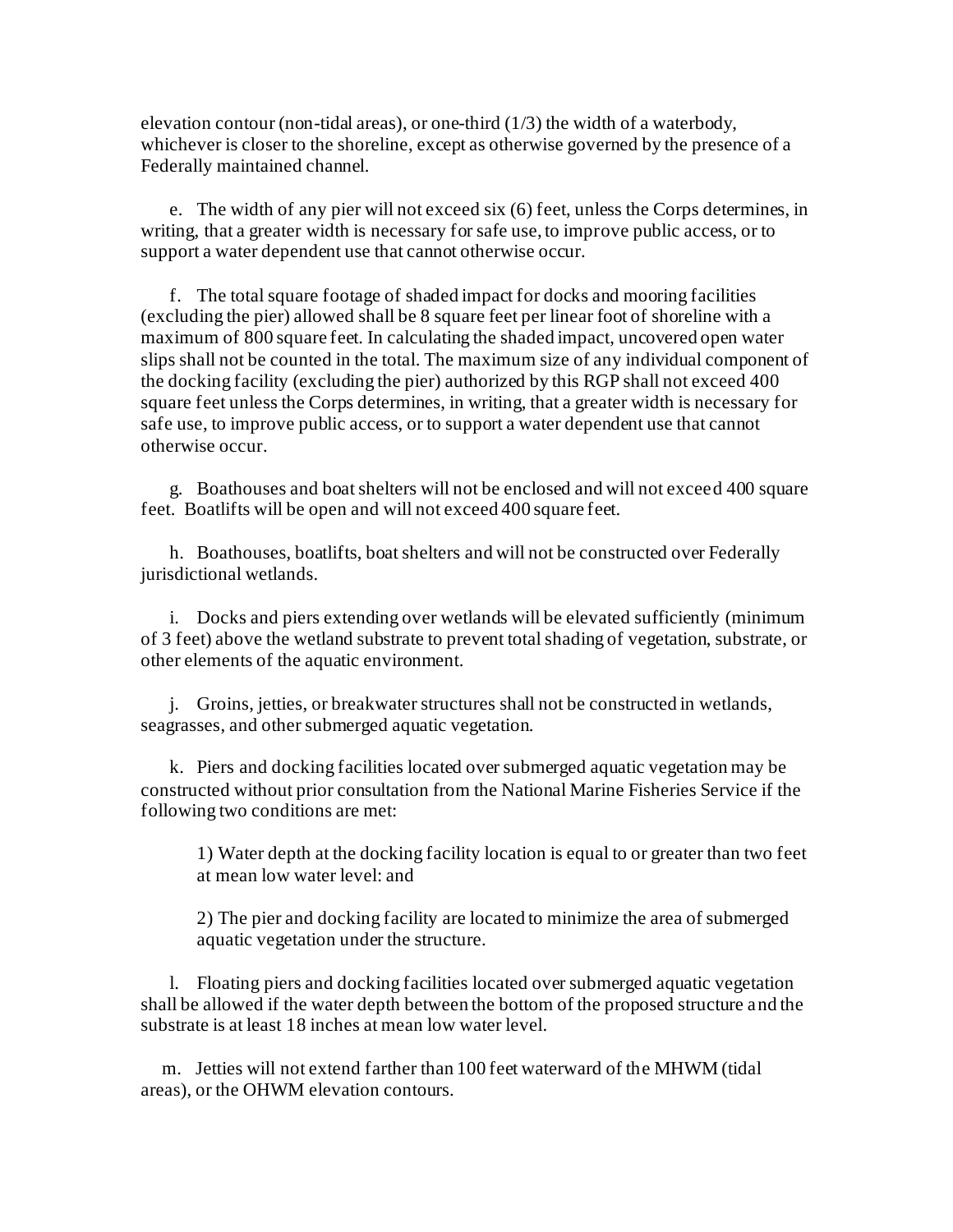elevation contour (non-tidal areas), or one-third (1/3) the width of a waterbody, whichever is closer to the shoreline, except as otherwise governed by the presence of a Federally maintained channel.

e. The width of any pier will not exceed six (6) feet, unless the Corps determines, in writing, that a greater width is necessary for safe use, to improve public access, or to support a water dependent use that cannot otherwise occur.

f. The total square footage of shaded impact for docks and mooring facilities (excluding the pier) allowed shall be 8 square feet per linear foot of shoreline with a maximum of 800 square feet. In calculating the shaded impact, uncovered open water slips shall not be counted in the total. The maximum size of any individual component of the docking facility (excluding the pier) authorized by this RGP shall not exceed 400 square feet unless the Corps determines, in writing, that a greater width is necessary for safe use, to improve public access, or to support a water dependent use that cannot otherwise occur.

g. Boathouses and boat shelters will not be enclosed and will not exceed 400 square feet. Boatlifts will be open and will not exceed 400 square feet.

h. Boathouses, boatlifts, boat shelters and will not be constructed over Federally jurisdictional wetlands.

i. Docks and piers extending over wetlands will be elevated sufficiently (minimum of 3 feet) above the wetland substrate to prevent total shading of vegetation, substrate, or other elements of the aquatic environment.

j. Groins, jetties, or breakwater structures shall not be constructed in wetlands, seagrasses, and other submerged aquatic vegetation.

k. Piers and docking facilities located over submerged aquatic vegetation may be constructed without prior consultation from the National Marine Fisheries Service if the following two conditions are met:

1) Water depth at the docking facility location is equal to or greater than two feet at mean low water level: and

2) The pier and docking facility are located to minimize the area of submerged aquatic vegetation under the structure.

l. Floating piers and docking facilities located over submerged aquatic vegetation shall be allowed if the water depth between the bottom of the proposed structure and the substrate is at least 18 inches at mean low water level.

m. Jetties will not extend farther than 100 feet waterward of the MHWM (tidal areas), or the OHWM elevation contours.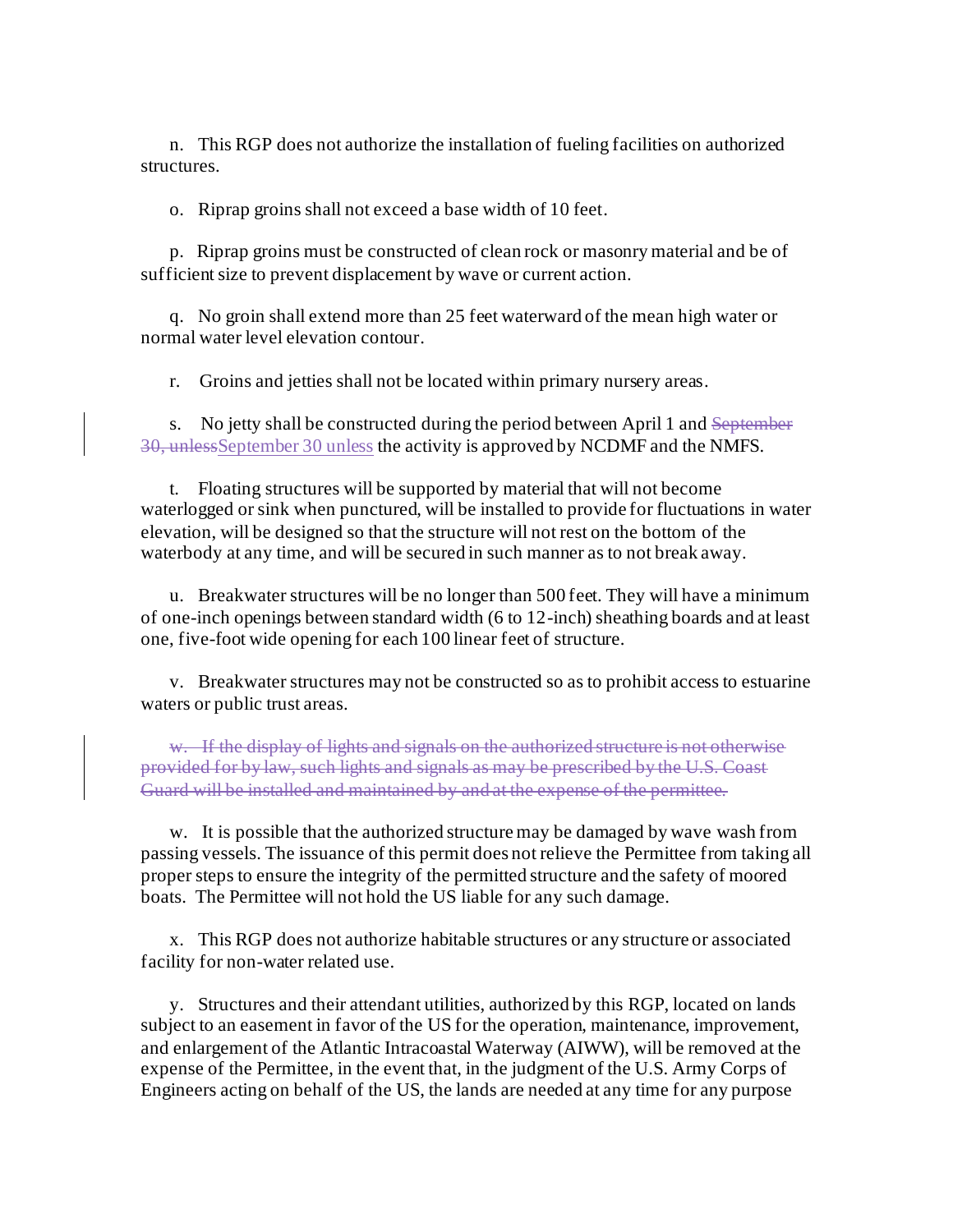n. This RGP does not authorize the installation of fueling facilities on authorized structures.

o. Riprap groins shall not exceed a base width of 10 feet.

p. Riprap groins must be constructed of clean rock or masonry material and be of sufficient size to prevent displacement by wave or current action.

q. No groin shall extend more than 25 feet waterward of the mean high water or normal water level elevation contour.

r. Groins and jetties shall not be located within primary nursery areas.

s. No jetty shall be constructed during the period between April 1 and ~~September 30, unless~~September 30 unless the activity is approved by NCDMF and the NMFS.

t. Floating structures will be supported by material that will not become waterlogged or sink when punctured, will be installed to provide for fluctuations in water elevation, will be designed so that the structure will not rest on the bottom of the waterbody at any time, and will be secured in such manner as to not break away.

u. Breakwater structures will be no longer than 500 feet. They will have a minimum of one-inch openings between standard width (6 to 12-inch) sheathing boards and at least one, five-foot wide opening for each 100 linear feet of structure.

v. Breakwater structures may not be constructed so as to prohibit access to estuarine waters or public trust areas.

~~w. If the display of lights and signals on the authorized structure is not otherwise provided for by law, such lights and signals as may be prescribed by the U.S. Coast Guard will be installed and maintained by and at the expense of the permittee.~~

w. It is possible that the authorized structure may be damaged by wave wash from passing vessels. The issuance of this permit does not relieve the Permittee from taking all proper steps to ensure the integrity of the permitted structure and the safety of moored boats. The Permittee will not hold the US liable for any such damage.

x. This RGP does not authorize habitable structures or any structure or associated facility for non-water related use.

y. Structures and their attendant utilities, authorized by this RGP, located on lands subject to an easement in favor of the US for the operation, maintenance, improvement, and enlargement of the Atlantic Intracoastal Waterway (AIWW), will be removed at the expense of the Permittee, in the event that, in the judgment of the U.S. Army Corps of Engineers acting on behalf of the US, the lands are needed at any time for any purpose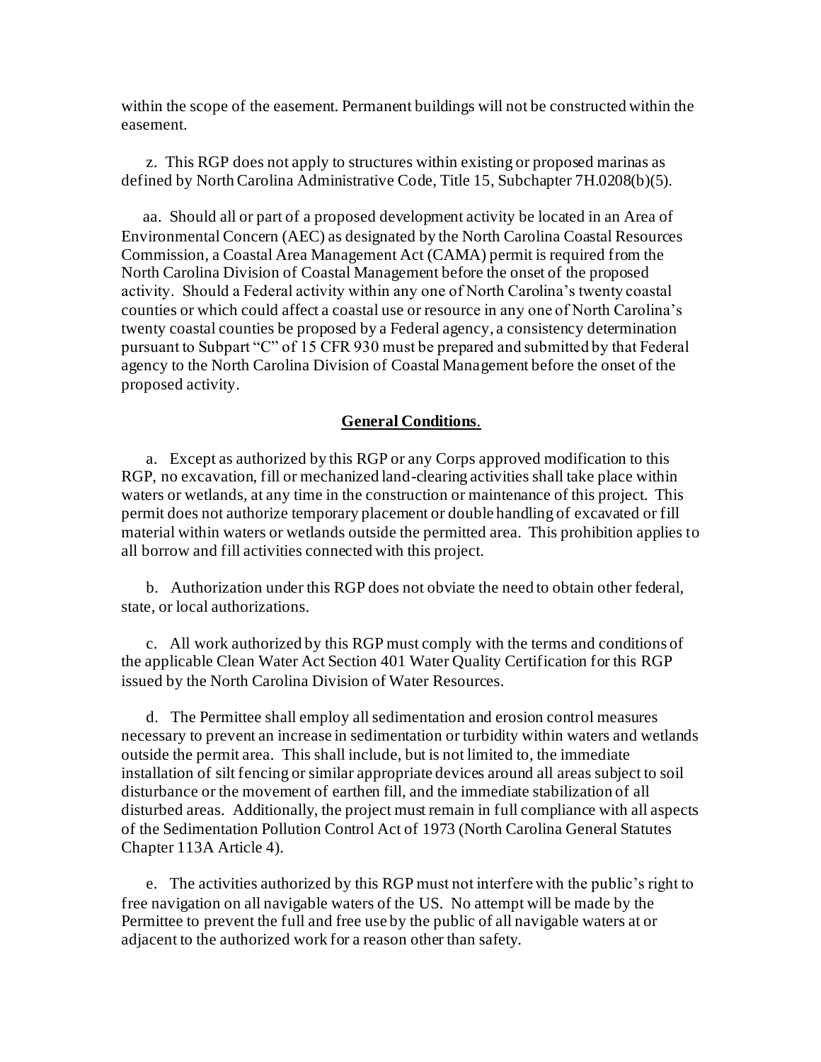within the scope of the easement. Permanent buildings will not be constructed within the easement.

z. This RGP does not apply to structures within existing or proposed marinas as defined by North Carolina Administrative Code, Title 15, Subchapter 7H.0208(b)(5).

aa. Should all or part of a proposed development activity be located in an Area of Environmental Concern (AEC) as designated by the North Carolina Coastal Resources Commission, a Coastal Area Management Act (CAMA) permit is required from the North Carolina Division of Coastal Management before the onset of the proposed activity. Should a Federal activity within any one of North Carolina's twenty coastal counties or which could affect a coastal use or resource in any one of North Carolina's twenty coastal counties be proposed by a Federal agency, a consistency determination pursuant to Subpart "C" of 15 CFR 930 must be prepared and submitted by that Federal agency to the North Carolina Division of Coastal Management before the onset of the proposed activity.

## General Conditions.

a. Except as authorized by this RGP or any Corps approved modification to this RGP, no excavation, fill or mechanized land-clearing activities shall take place within waters or wetlands, at any time in the construction or maintenance of this project. This permit does not authorize temporary placement or double handling of excavated or fill material within waters or wetlands outside the permitted area. This prohibition applies to all borrow and fill activities connected with this project.

b. Authorization under this RGP does not obviate the need to obtain other federal, state, or local authorizations.

c. All work authorized by this RGP must comply with the terms and conditions of the applicable Clean Water Act Section 401 Water Quality Certification for this RGP issued by the North Carolina Division of Water Resources.

d. The Permittee shall employ all sedimentation and erosion control measures necessary to prevent an increase in sedimentation or turbidity within waters and wetlands outside the permit area. This shall include, but is not limited to, the immediate installation of silt fencing or similar appropriate devices around all areas subject to soil disturbance or the movement of earthen fill, and the immediate stabilization of all disturbed areas. Additionally, the project must remain in full compliance with all aspects of the Sedimentation Pollution Control Act of 1973 (North Carolina General Statutes Chapter 113A Article 4).

e. The activities authorized by this RGP must not interfere with the public's right to free navigation on all navigable waters of the US. No attempt will be made by the Permittee to prevent the full and free use by the public of all navigable waters at or adjacent to the authorized work for a reason other than safety.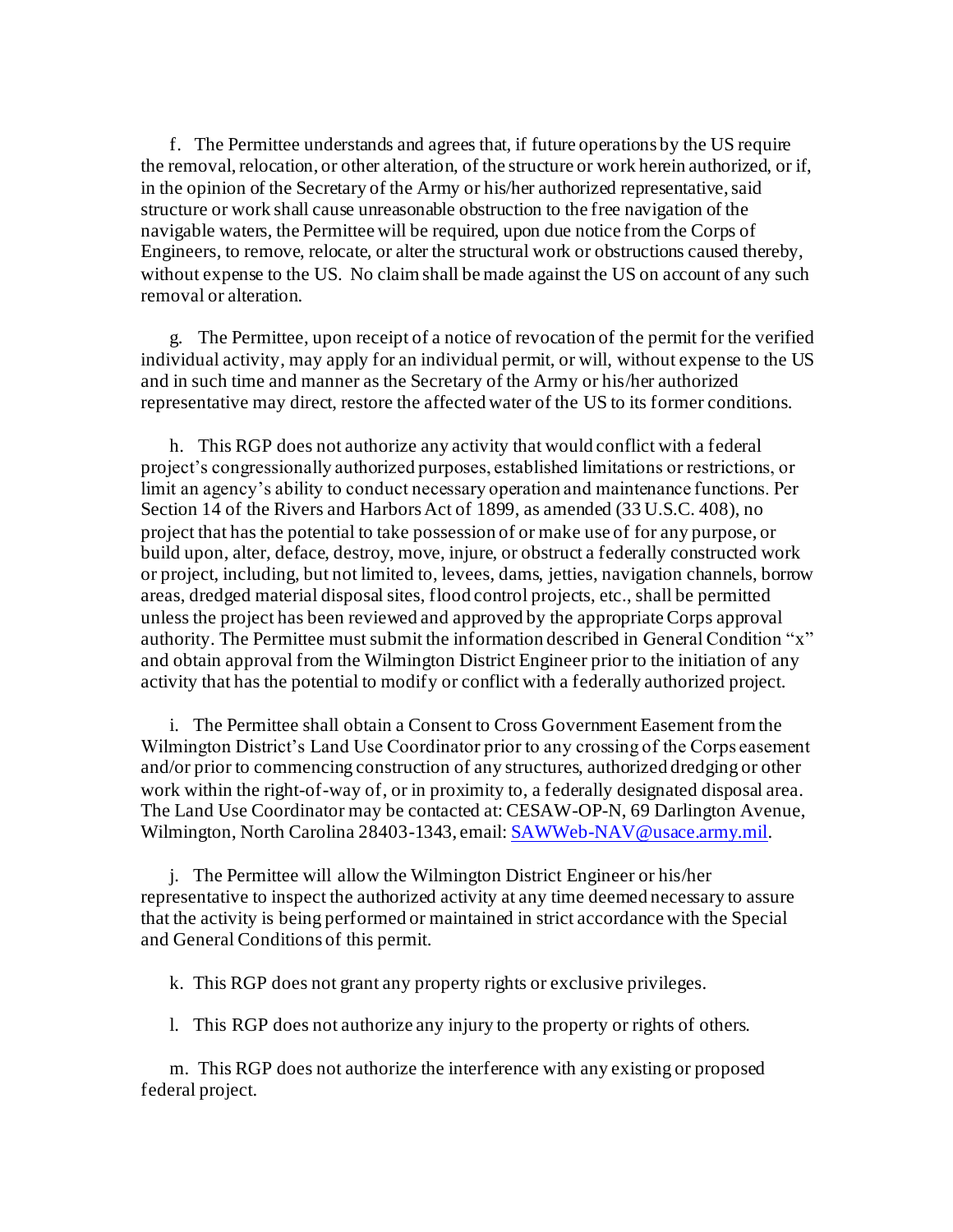f. The Permittee understands and agrees that, if future operations by the US require the removal, relocation, or other alteration, of the structure or work herein authorized, or if, in the opinion of the Secretary of the Army or his/her authorized representative, said structure or work shall cause unreasonable obstruction to the free navigation of the navigable waters, the Permittee will be required, upon due notice from the Corps of Engineers, to remove, relocate, or alter the structural work or obstructions caused thereby, without expense to the US. No claim shall be made against the US on account of any such removal or alteration.

g. The Permittee, upon receipt of a notice of revocation of the permit for the verified individual activity, may apply for an individual permit, or will, without expense to the US and in such time and manner as the Secretary of the Army or his/her authorized representative may direct, restore the affected water of the US to its former conditions.

h. This RGP does not authorize any activity that would conflict with a federal project's congressionally authorized purposes, established limitations or restrictions, or limit an agency's ability to conduct necessary operation and maintenance functions. Per Section 14 of the Rivers and Harbors Act of 1899, as amended (33 U.S.C. 408), no project that has the potential to take possession of or make use of for any purpose, or build upon, alter, deface, destroy, move, injure, or obstruct a federally constructed work or project, including, but not limited to, levees, dams, jetties, navigation channels, borrow areas, dredged material disposal sites, flood control projects, etc., shall be permitted unless the project has been reviewed and approved by the appropriate Corps approval authority. The Permittee must submit the information described in General Condition "x" and obtain approval from the Wilmington District Engineer prior to the initiation of any activity that has the potential to modify or conflict with a federally authorized project.

i. The Permittee shall obtain a Consent to Cross Government Easement from the Wilmington District's Land Use Coordinator prior to any crossing of the Corps easement and/or prior to commencing construction of any structures, authorized dredging or other work within the right-of-way of, or in proximity to, a federally designated disposal area. The Land Use Coordinator may be contacted at: CESAW-OP-N, 69 Darlington Avenue, Wilmington, North Carolina 28403-1343, email: SAWWeb-NAV@usace.army.mil.

j. The Permittee will allow the Wilmington District Engineer or his/her representative to inspect the authorized activity at any time deemed necessary to assure that the activity is being performed or maintained in strict accordance with the Special and General Conditions of this permit.

k. This RGP does not grant any property rights or exclusive privileges.

l. This RGP does not authorize any injury to the property or rights of others.

m. This RGP does not authorize the interference with any existing or proposed federal project.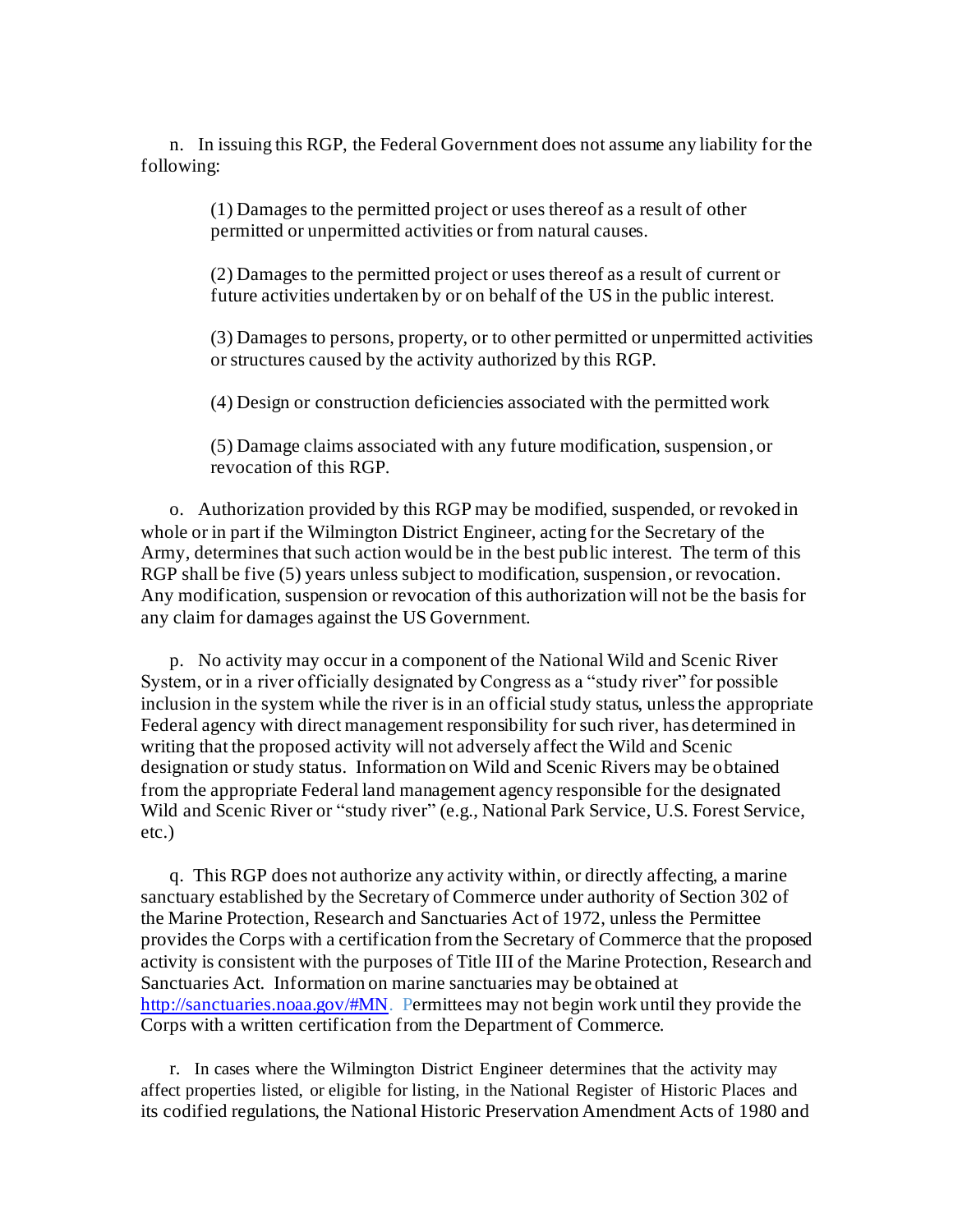n. In issuing this RGP, the Federal Government does not assume any liability for the following:

> (1) Damages to the permitted project or uses thereof as a result of other permitted or unpermitted activities or from natural causes.
>
> (2) Damages to the permitted project or uses thereof as a result of current or future activities undertaken by or on behalf of the US in the public interest.
>
> (3) Damages to persons, property, or to other permitted or unpermitted activities or structures caused by the activity authorized by this RGP.
>
> (4) Design or construction deficiencies associated with the permitted work
>
> (5) Damage claims associated with any future modification, suspension, or revocation of this RGP.

o. Authorization provided by this RGP may be modified, suspended, or revoked in whole or in part if the Wilmington District Engineer, acting for the Secretary of the Army, determines that such action would be in the best public interest. The term of this RGP shall be five (5) years unless subject to modification, suspension, or revocation. Any modification, suspension or revocation of this authorization will not be the basis for any claim for damages against the US Government.

p. No activity may occur in a component of the National Wild and Scenic River System, or in a river officially designated by Congress as a "study river" for possible inclusion in the system while the river is in an official study status, unless the appropriate Federal agency with direct management responsibility for such river, has determined in writing that the proposed activity will not adversely affect the Wild and Scenic designation or study status. Information on Wild and Scenic Rivers may be obtained from the appropriate Federal land management agency responsible for the designated Wild and Scenic River or "study river" (e.g., National Park Service, U.S. Forest Service, etc.)

q. This RGP does not authorize any activity within, or directly affecting, a marine sanctuary established by the Secretary of Commerce under authority of Section 302 of the Marine Protection, Research and Sanctuaries Act of 1972, unless the Permittee provides the Corps with a certification from the Secretary of Commerce that the proposed activity is consistent with the purposes of Title III of the Marine Protection, Research and Sanctuaries Act. Information on marine sanctuaries may be obtained at http://sanctuaries.noaa.gov/#MN. Permittees may not begin work until they provide the Corps with a written certification from the Department of Commerce.

r. In cases where the Wilmington District Engineer determines that the activity may affect properties listed, or eligible for listing, in the National Register of Historic Places and its codified regulations, the National Historic Preservation Amendment Acts of 1980 and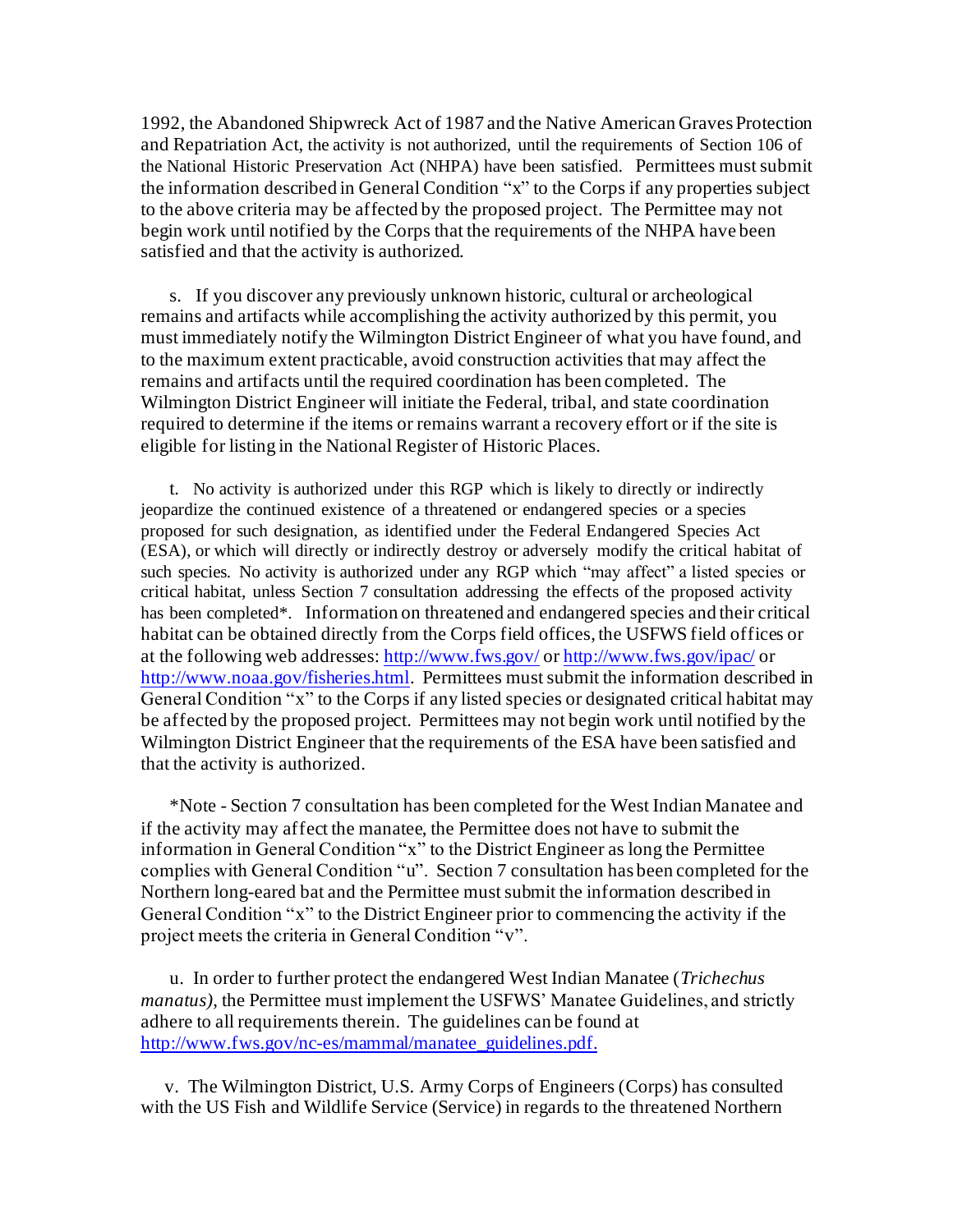1992, the Abandoned Shipwreck Act of 1987 and the Native American Graves Protection and Repatriation Act, the activity is not authorized, until the requirements of Section 106 of the National Historic Preservation Act (NHPA) have been satisfied. Permittees must submit the information described in General Condition "x" to the Corps if any properties subject to the above criteria may be affected by the proposed project. The Permittee may not begin work until notified by the Corps that the requirements of the NHPA have been satisfied and that the activity is authorized.

s. If you discover any previously unknown historic, cultural or archeological remains and artifacts while accomplishing the activity authorized by this permit, you must immediately notify the Wilmington District Engineer of what you have found, and to the maximum extent practicable, avoid construction activities that may affect the remains and artifacts until the required coordination has been completed. The Wilmington District Engineer will initiate the Federal, tribal, and state coordination required to determine if the items or remains warrant a recovery effort or if the site is eligible for listing in the National Register of Historic Places.

t. No activity is authorized under this RGP which is likely to directly or indirectly jeopardize the continued existence of a threatened or endangered species or a species proposed for such designation, as identified under the Federal Endangered Species Act (ESA), or which will directly or indirectly destroy or adversely modify the critical habitat of such species. No activity is authorized under any RGP which "may affect" a listed species or critical habitat, unless Section 7 consultation addressing the effects of the proposed activity has been completed*. Information on threatened and endangered species and their critical habitat can be obtained directly from the Corps field offices, the USFWS field offices or at the following web addresses: http://www.fws.gov/ or http://www.fws.gov/ipac/ or http://www.noaa.gov/fisheries.html. Permittees must submit the information described in General Condition "x" to the Corps if any listed species or designated critical habitat may be affected by the proposed project. Permittees may not begin work until notified by the Wilmington District Engineer that the requirements of the ESA have been satisfied and that the activity is authorized.

*Note - Section 7 consultation has been completed for the West Indian Manatee and if the activity may affect the manatee, the Permittee does not have to submit the information in General Condition "x" to the District Engineer as long the Permittee complies with General Condition "u". Section 7 consultation has been completed for the Northern long-eared bat and the Permittee must submit the information described in General Condition "x" to the District Engineer prior to commencing the activity if the project meets the criteria in General Condition "v".

u. In order to further protect the endangered West Indian Manatee (*Trichechus manatus)*, the Permittee must implement the USFWS' Manatee Guidelines, and strictly adhere to all requirements therein. The guidelines can be found at http://www.fws.gov/nc-es/mammal/manatee_guidelines.pdf.

v. The Wilmington District, U.S. Army Corps of Engineers (Corps) has consulted with the US Fish and Wildlife Service (Service) in regards to the threatened Northern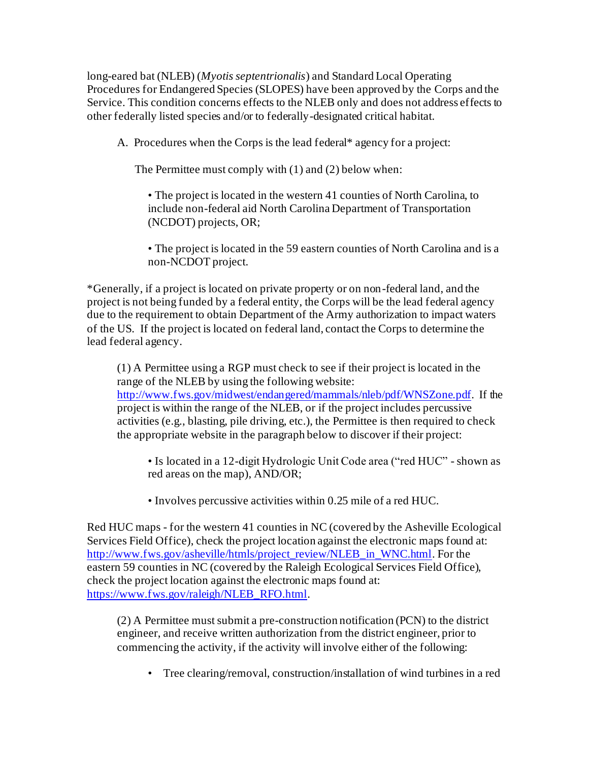long-eared bat (NLEB) (*Myotis septentrionalis*) and Standard Local Operating Procedures for Endangered Species (SLOPES) have been approved by the Corps and the Service. This condition concerns effects to the NLEB only and does not address effects to other federally listed species and/or to federally-designated critical habitat.

A. Procedures when the Corps is the lead federal* agency for a project:

The Permittee must comply with (1) and (2) below when:

- The project is located in the western 41 counties of North Carolina, to include non-federal aid North Carolina Department of Transportation (NCDOT) projects, OR;

- The project is located in the 59 eastern counties of North Carolina and is a non-NCDOT project.

*Generally, if a project is located on private property or on non-federal land, and the project is not being funded by a federal entity, the Corps will be the lead federal agency due to the requirement to obtain Department of the Army authorization to impact waters of the US. If the project is located on federal land, contact the Corps to determine the lead federal agency.

(1) A Permittee using a RGP must check to see if their project is located in the range of the NLEB by using the following website: http://www.fws.gov/midwest/endangered/mammals/nleb/pdf/WNSZone.pdf. If the project is within the range of the NLEB, or if the project includes percussive activities (e.g., blasting, pile driving, etc.), the Permittee is then required to check the appropriate website in the paragraph below to discover if their project:

- Is located in a 12-digit Hydrologic Unit Code area ("red HUC" - shown as red areas on the map), AND/OR;

- Involves percussive activities within 0.25 mile of a red HUC.

Red HUC maps - for the western 41 counties in NC (covered by the Asheville Ecological Services Field Office), check the project location against the electronic maps found at: http://www.fws.gov/asheville/htmls/project_review/NLEB_in_WNC.html. For the eastern 59 counties in NC (covered by the Raleigh Ecological Services Field Office), check the project location against the electronic maps found at: https://www.fws.gov/raleigh/NLEB_RFO.html.

(2) A Permittee must submit a pre-construction notification (PCN) to the district engineer, and receive written authorization from the district engineer, prior to commencing the activity, if the activity will involve either of the following:

- Tree clearing/removal, construction/installation of wind turbines in a red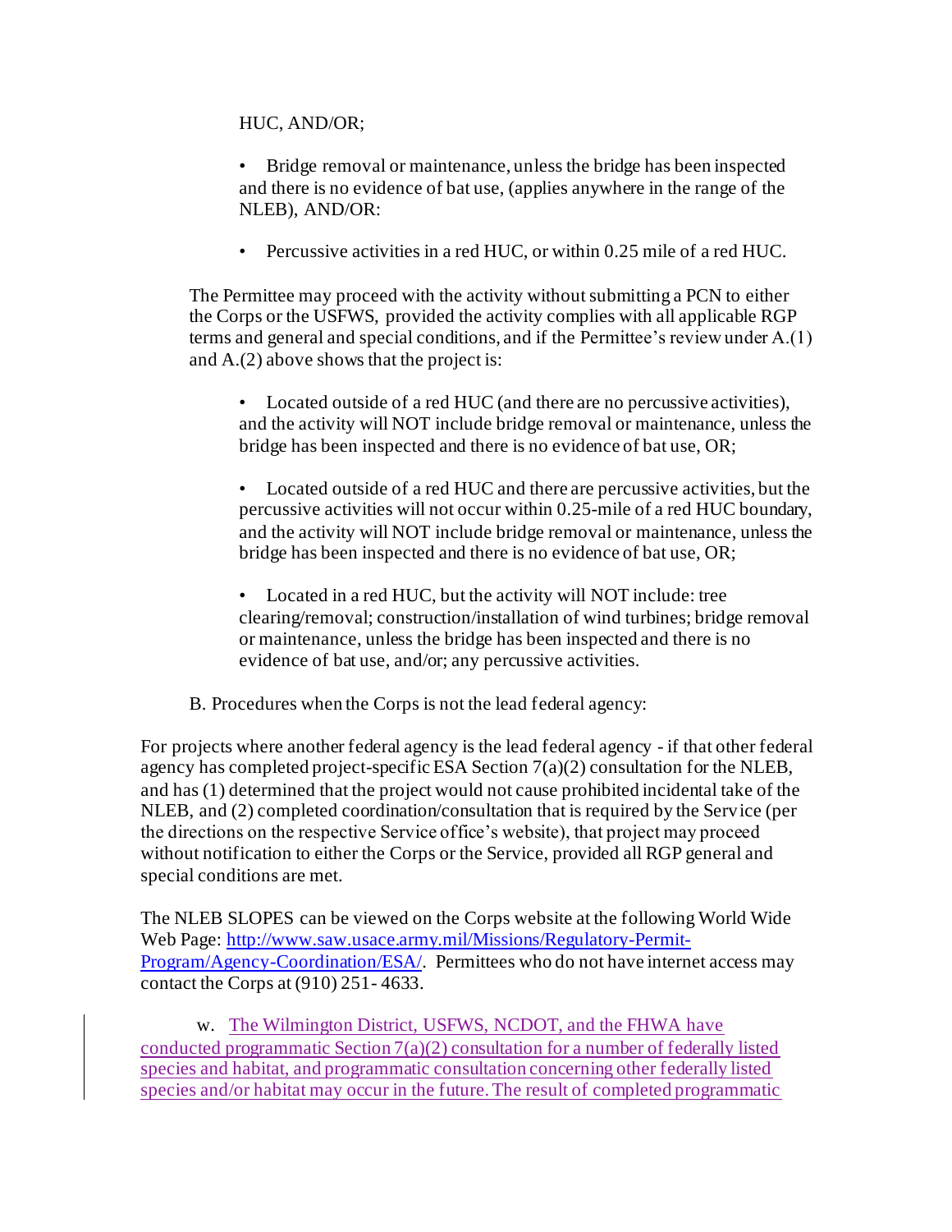HUC, AND/OR;

- Bridge removal or maintenance, unless the bridge has been inspected and there is no evidence of bat use, (applies anywhere in the range of the NLEB), AND/OR:

- Percussive activities in a red HUC, or within 0.25 mile of a red HUC.

The Permittee may proceed with the activity without submitting a PCN to either the Corps or the USFWS, provided the activity complies with all applicable RGP terms and general and special conditions, and if the Permittee's review under A.(1) and A.(2) above shows that the project is:

- Located outside of a red HUC (and there are no percussive activities), and the activity will NOT include bridge removal or maintenance, unless the bridge has been inspected and there is no evidence of bat use, OR;

- Located outside of a red HUC and there are percussive activities, but the percussive activities will not occur within 0.25-mile of a red HUC boundary, and the activity will NOT include bridge removal or maintenance, unless the bridge has been inspected and there is no evidence of bat use, OR;

- Located in a red HUC, but the activity will NOT include: tree clearing/removal; construction/installation of wind turbines; bridge removal or maintenance, unless the bridge has been inspected and there is no evidence of bat use, and/or; any percussive activities.

B. Procedures when the Corps is not the lead federal agency:

For projects where another federal agency is the lead federal agency - if that other federal agency has completed project-specific ESA Section 7(a)(2) consultation for the NLEB, and has (1) determined that the project would not cause prohibited incidental take of the NLEB, and (2) completed coordination/consultation that is required by the Service (per the directions on the respective Service office's website), that project may proceed without notification to either the Corps or the Service, provided all RGP general and special conditions are met.

The NLEB SLOPES can be viewed on the Corps website at the following World Wide Web Page: http://www.saw.usace.army.mil/Missions/Regulatory-Permit-Program/Agency-Coordination/ESA/. Permittees who do not have internet access may contact the Corps at (910) 251- 4633.

w. The Wilmington District, USFWS, NCDOT, and the FHWA have conducted programmatic Section 7(a)(2) consultation for a number of federally listed species and habitat, and programmatic consultation concerning other federally listed species and/or habitat may occur in the future. The result of completed programmatic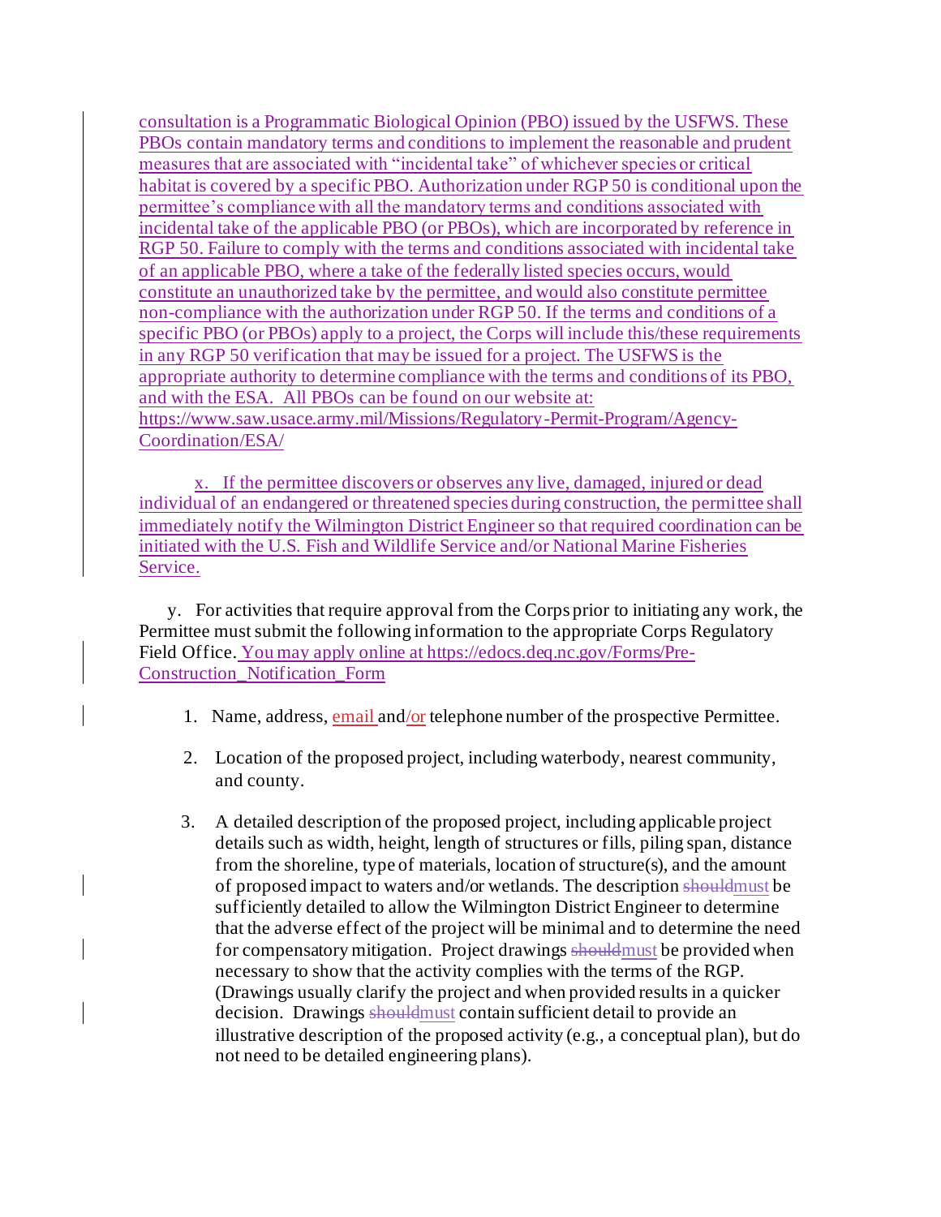consultation is a Programmatic Biological Opinion (PBO) issued by the USFWS. These PBOs contain mandatory terms and conditions to implement the reasonable and prudent measures that are associated with "incidental take" of whichever species or critical habitat is covered by a specific PBO. Authorization under RGP 50 is conditional upon the permittee's compliance with all the mandatory terms and conditions associated with incidental take of the applicable PBO (or PBOs), which are incorporated by reference in RGP 50. Failure to comply with the terms and conditions associated with incidental take of an applicable PBO, where a take of the federally listed species occurs, would constitute an unauthorized take by the permittee, and would also constitute permittee non-compliance with the authorization under RGP 50. If the terms and conditions of a specific PBO (or PBOs) apply to a project, the Corps will include this/these requirements in any RGP 50 verification that may be issued for a project. The USFWS is the appropriate authority to determine compliance with the terms and conditions of its PBO, and with the ESA. All PBOs can be found on our website at: https://www.saw.usace.army.mil/Missions/Regulatory-Permit-Program/Agency-Coordination/ESA/

x. If the permittee discovers or observes any live, damaged, injured or dead individual of an endangered or threatened species during construction, the permittee shall immediately notify the Wilmington District Engineer so that required coordination can be initiated with the U.S. Fish and Wildlife Service and/or National Marine Fisheries Service.

y. For activities that require approval from the Corps prior to initiating any work, the Permittee must submit the following information to the appropriate Corps Regulatory Field Office. You may apply online at https://edocs.deq.nc.gov/Forms/Pre-Construction_Notification_Form

1. Name, address, email and/or telephone number of the prospective Permittee.

2. Location of the proposed project, including waterbody, nearest community, and county.

3. A detailed description of the proposed project, including applicable project details such as width, height, length of structures or fills, piling span, distance from the shoreline, type of materials, location of structure(s), and the amount of proposed impact to waters and/or wetlands. The description ~~should~~must be sufficiently detailed to allow the Wilmington District Engineer to determine that the adverse effect of the project will be minimal and to determine the need for compensatory mitigation. Project drawings ~~should~~must be provided when necessary to show that the activity complies with the terms of the RGP. (Drawings usually clarify the project and when provided results in a quicker decision. Drawings ~~should~~must contain sufficient detail to provide an illustrative description of the proposed activity (e.g., a conceptual plan), but do not need to be detailed engineering plans).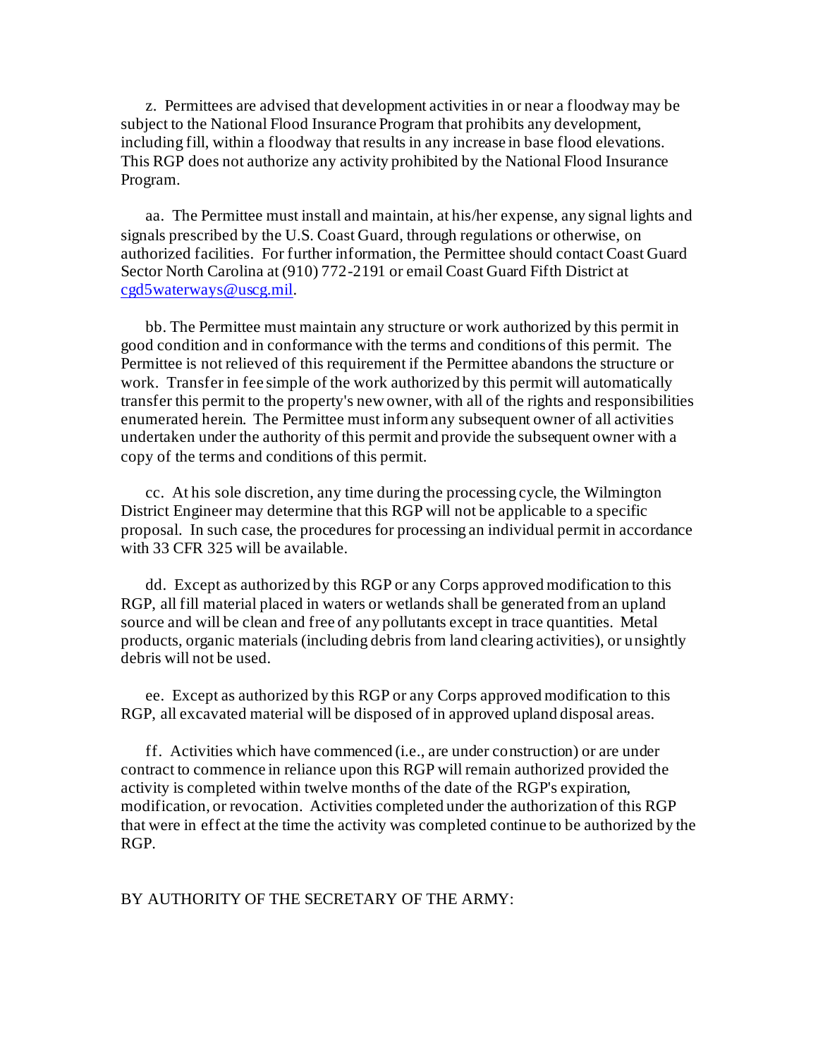z. Permittees are advised that development activities in or near a floodway may be subject to the National Flood Insurance Program that prohibits any development, including fill, within a floodway that results in any increase in base flood elevations. This RGP does not authorize any activity prohibited by the National Flood Insurance Program.

aa. The Permittee must install and maintain, at his/her expense, any signal lights and signals prescribed by the U.S. Coast Guard, through regulations or otherwise, on authorized facilities. For further information, the Permittee should contact Coast Guard Sector North Carolina at (910) 772-2191 or email Coast Guard Fifth District at cgd5waterways@uscg.mil.

bb. The Permittee must maintain any structure or work authorized by this permit in good condition and in conformance with the terms and conditions of this permit. The Permittee is not relieved of this requirement if the Permittee abandons the structure or work. Transfer in fee simple of the work authorized by this permit will automatically transfer this permit to the property's new owner, with all of the rights and responsibilities enumerated herein. The Permittee must inform any subsequent owner of all activities undertaken under the authority of this permit and provide the subsequent owner with a copy of the terms and conditions of this permit.

cc. At his sole discretion, any time during the processing cycle, the Wilmington District Engineer may determine that this RGP will not be applicable to a specific proposal. In such case, the procedures for processing an individual permit in accordance with 33 CFR 325 will be available.

dd. Except as authorized by this RGP or any Corps approved modification to this RGP, all fill material placed in waters or wetlands shall be generated from an upland source and will be clean and free of any pollutants except in trace quantities. Metal products, organic materials (including debris from land clearing activities), or unsightly debris will not be used.

ee. Except as authorized by this RGP or any Corps approved modification to this RGP, all excavated material will be disposed of in approved upland disposal areas.

ff. Activities which have commenced (i.e., are under construction) or are under contract to commence in reliance upon this RGP will remain authorized provided the activity is completed within twelve months of the date of the RGP's expiration, modification, or revocation. Activities completed under the authorization of this RGP that were in effect at the time the activity was completed continue to be authorized by the RGP.

BY AUTHORITY OF THE SECRETARY OF THE ARMY: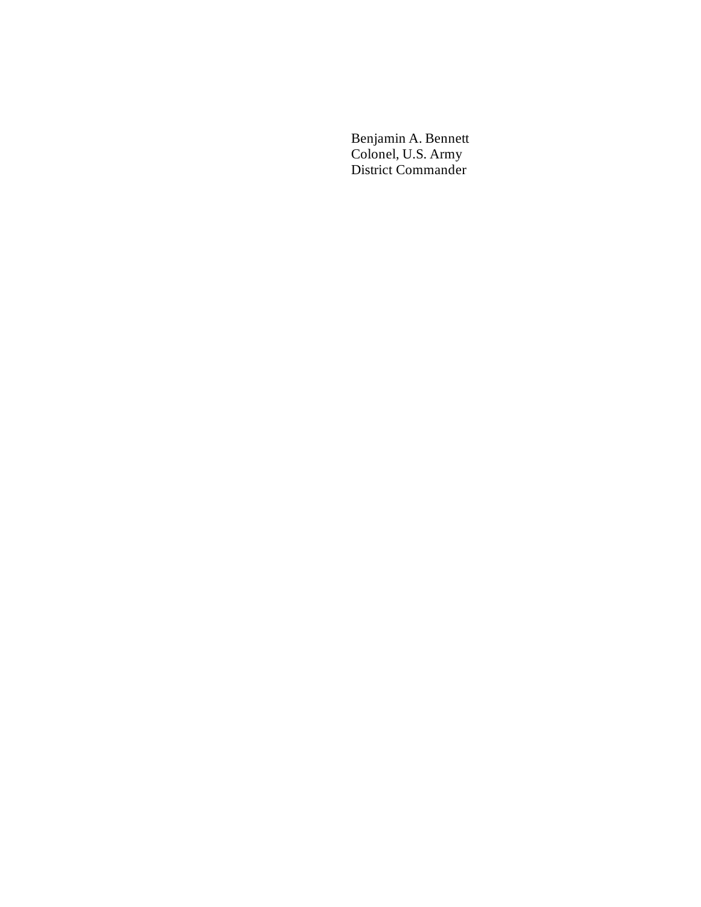Benjamin A. Bennett
Colonel, U.S. Army
District Commander